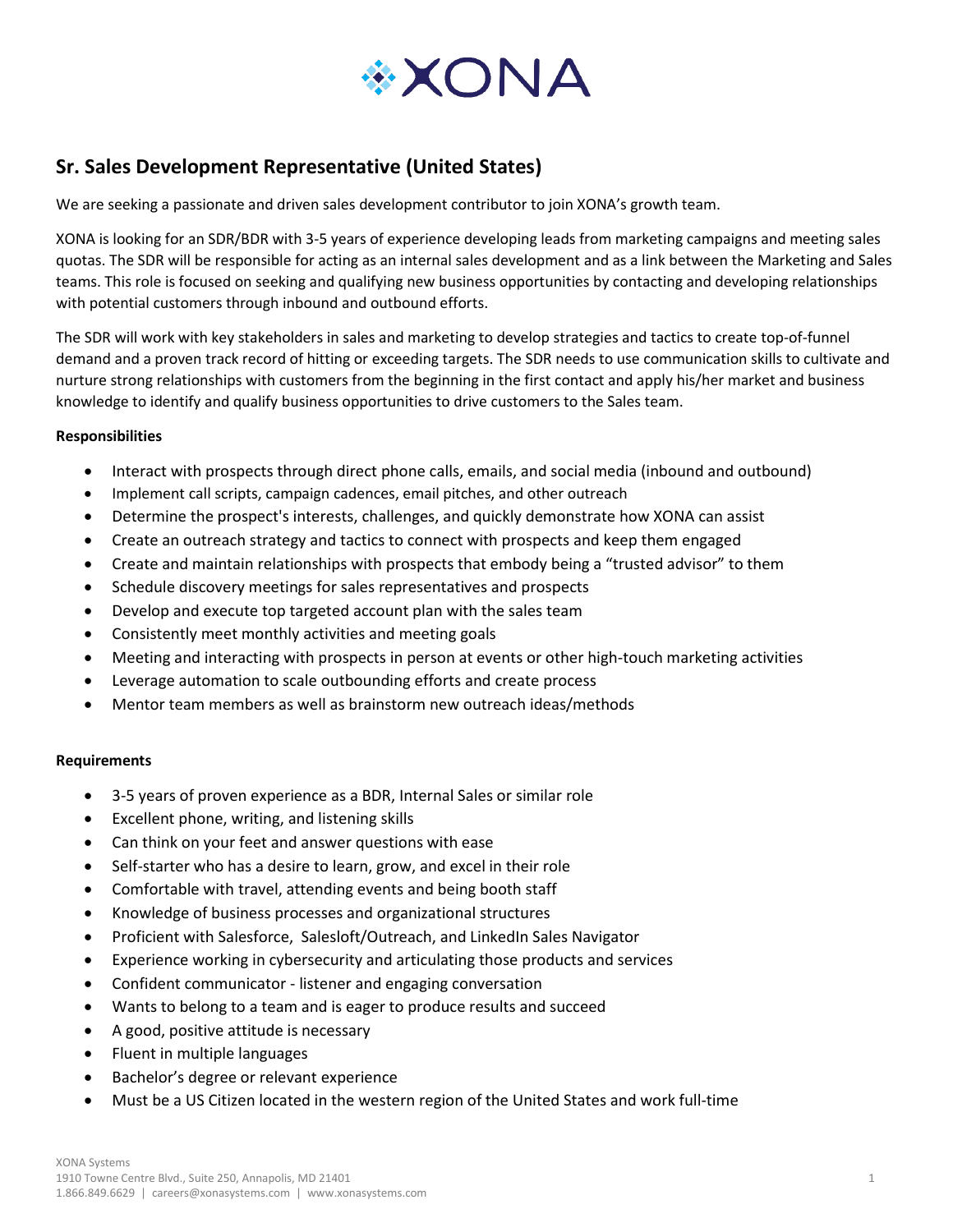# Sr. Sales Development Representative (United States)

We are seeking a passionate and driven sales development contributor to join XONA's growth team.

XONA is looking for an SDR/BDR with 3-5 years of experience developing leads from marketing campaigns and meeting sales quotas. The SDR will be responsible for acting as an internal sales development and as a link between the Marketing and Sales teams. This role is focused on seeking and qualifying new business opportunities by contacting and developing relationships with potential customers through inbound and outbound efforts.

The SDR will work with key stakeholders in sales and marketing to develop strategies and tactics to create top-of-funnel demand and a proven track record of hitting or exceeding targets. The SDR needs to use communication skills to cultivate and nurture strong relationships with customers from the beginning in the first contact and apply his/her market and business knowledge to identify and qualify business opportunities to drive customers to the Sales team.

**Responsibilities**

- Interact with prospects through direct phone calls, emails, and social media (inbound and outbound)
- Implement call scripts, campaign cadences, email pitches, and other outreach
- Determine the prospect's interests, challenges, and quickly demonstrate how XONA can assist
- Create an outreach strategy and tactics to connect with prospects and keep them engaged
- Create and maintain relationships with prospects that embody being a "trusted advisor" to them
- Schedule discovery meetings for sales representatives and prospects
- Develop and execute top targeted account plan with the sales team
- Consistently meet monthly activities and meeting goals
- Meeting and interacting with prospects in person at events or other high-touch marketing activities
- Leverage automation to scale outbounding efforts and create process
- Mentor team members as well as brainstorm new outreach ideas/methods

**Requirements**

- 3-5 years of proven experience as a BDR, Internal Sales or similar role
- Excellent phone, writing, and listening skills
- Can think on your feet and answer questions with ease
- Self-starter who has a desire to learn, grow, and excel in their role
- Comfortable with travel, attending events and being booth staff
- Knowledge of business processes and organizational structures
- Proficient with Salesforce, Salesloft/Outreach, and LinkedIn Sales Navigator
- Experience working in cybersecurity and articulating those products and services
- Confident communicator - listener and engaging conversation
- Wants to belong to a team and is eager to produce results and succeed
- A good, positive attitude is necessary
- Fluent in multiple languages
- Bachelor's degree or relevant experience
- Must be a US Citizen located in the western region of the United States and work full-time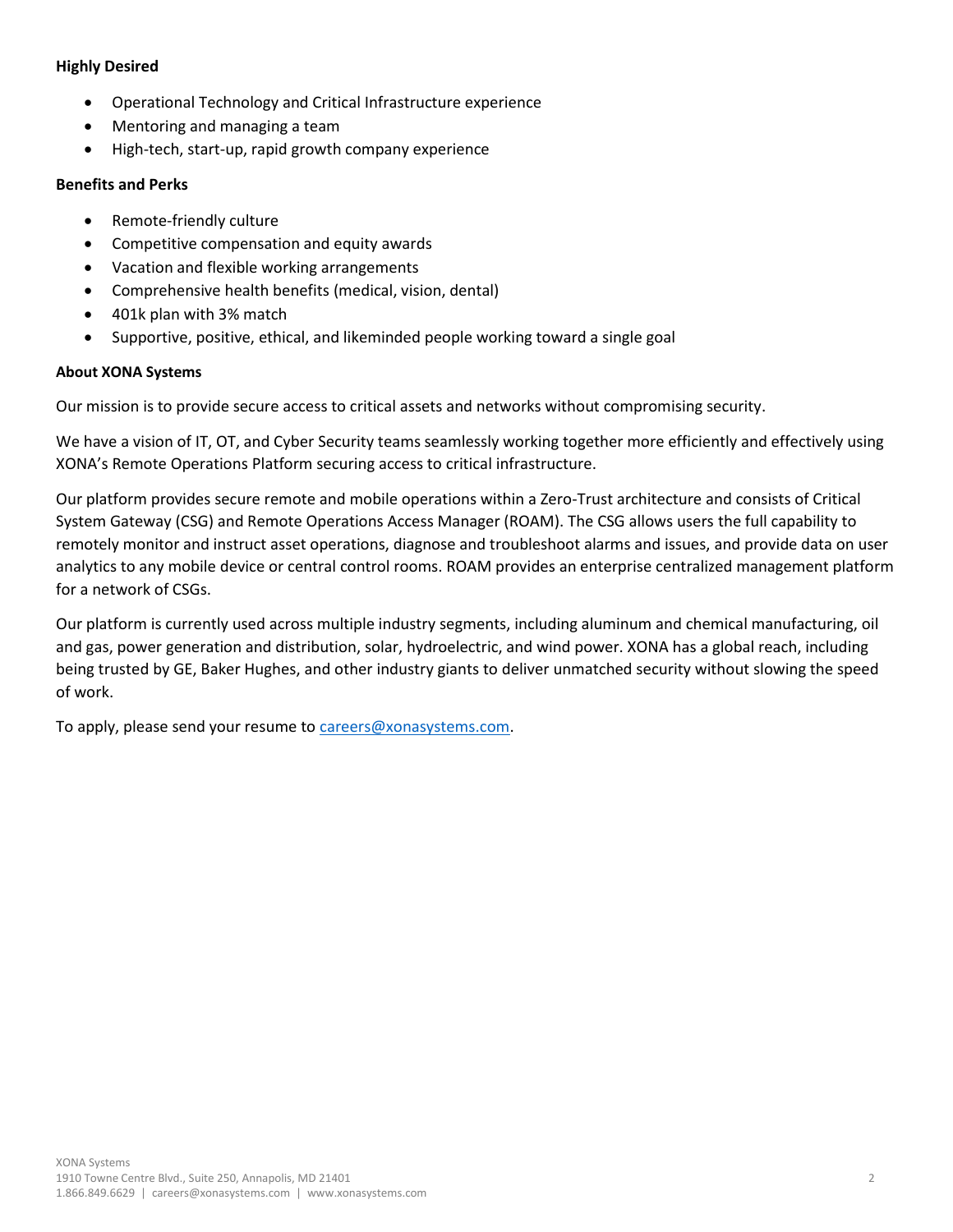**Highly Desired**

- Operational Technology and Critical Infrastructure experience
- Mentoring and managing a team
- High-tech, start-up, rapid growth company experience

**Benefits and Perks**

- Remote-friendly culture
- Competitive compensation and equity awards
- Vacation and flexible working arrangements
- Comprehensive health benefits (medical, vision, dental)
- 401k plan with 3% match
- Supportive, positive, ethical, and likeminded people working toward a single goal

**About XONA Systems**

Our mission is to provide secure access to critical assets and networks without compromising security.

We have a vision of IT, OT, and Cyber Security teams seamlessly working together more efficiently and effectively using XONA's Remote Operations Platform securing access to critical infrastructure.

Our platform provides secure remote and mobile operations within a Zero-Trust architecture and consists of Critical System Gateway (CSG) and Remote Operations Access Manager (ROAM). The CSG allows users the full capability to remotely monitor and instruct asset operations, diagnose and troubleshoot alarms and issues, and provide data on user analytics to any mobile device or central control rooms. ROAM provides an enterprise centralized management platform for a network of CSGs.

Our platform is currently used across multiple industry segments, including aluminum and chemical manufacturing, oil and gas, power generation and distribution, solar, hydroelectric, and wind power. XONA has a global reach, including being trusted by GE, Baker Hughes, and other industry giants to deliver unmatched security without slowing the speed of work.

To apply, please send your resume to careers@xonasystems.com.